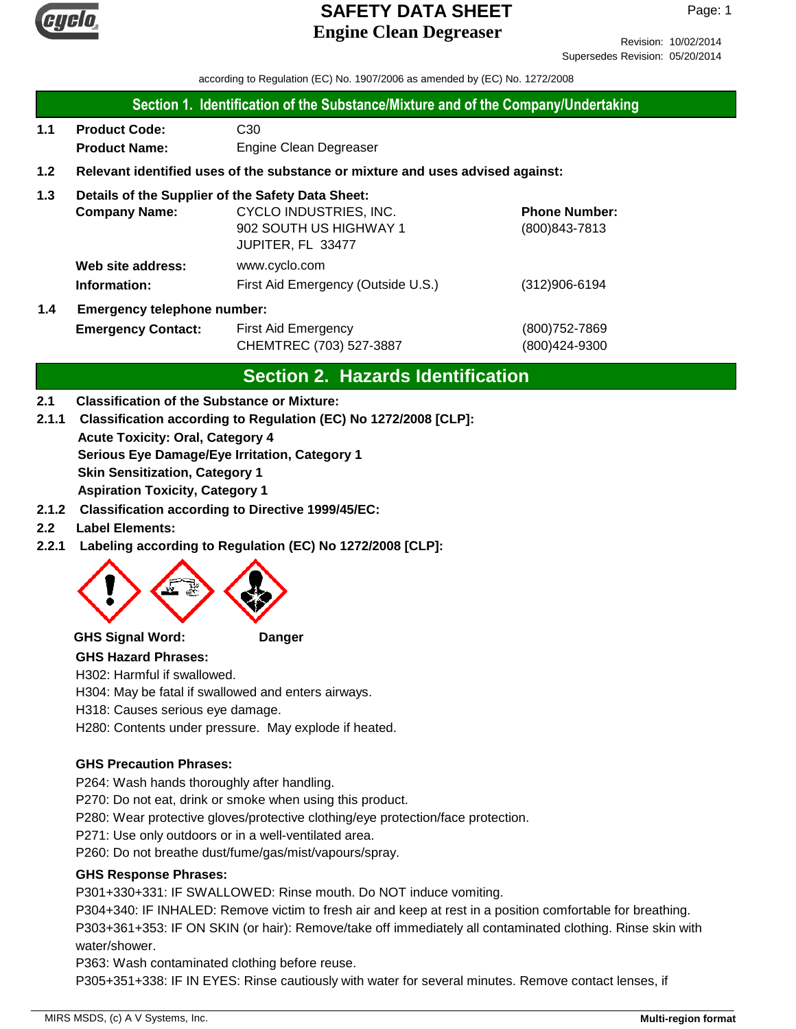# SAFETY DATA SHEET
## Engine Clean Degreaser

Revision: 10/02/2014
Supersedes Revision: 05/20/2014

according to Regulation (EC) No. 1907/2006 as amended by (EC) No. 1272/2008

## Section 1. Identification of the Substance/Mixture and of the Company/Undertaking

**1.1 Product Code:** C30

**Product Name:** Engine Clean Degreaser

**1.2 Relevant identified uses of the substance or mixture and uses advised against:**

**1.3 Details of the Supplier of the Safety Data Sheet:**

**Company Name:** CYCLO INDUSTRIES, INC.
902 SOUTH US HIGHWAY 1
JUPITER, FL 33477

**Phone Number:** (800)843-7813

**Web site address:** www.cyclo.com

**Information:** First Aid Emergency (Outside U.S.) (312)906-6194

**1.4 Emergency telephone number:**

**Emergency Contact:** First Aid Emergency (800)752-7869
CHEMTREC (703) 527-3887 (800)424-9300

## Section 2. Hazards Identification

**2.1 Classification of the Substance or Mixture:**

**2.1.1 Classification according to Regulation (EC) No 1272/2008 [CLP]:**

**Acute Toxicity: Oral, Category 4**
**Serious Eye Damage/Eye Irritation, Category 1**
**Skin Sensitization, Category 1**
**Aspiration Toxicity, Category 1**

**2.1.2 Classification according to Directive 1999/45/EC:**

**2.2 Label Elements:**

**2.2.1 Labeling according to Regulation (EC) No 1272/2008 [CLP]:**

**GHS Signal Word:** **Danger**

**GHS Hazard Phrases:**

H302: Harmful if swallowed.
H304: May be fatal if swallowed and enters airways.
H318: Causes serious eye damage.
H280: Contents under pressure. May explode if heated.

**GHS Precaution Phrases:**

P264: Wash hands thoroughly after handling.
P270: Do not eat, drink or smoke when using this product.
P280: Wear protective gloves/protective clothing/eye protection/face protection.
P271: Use only outdoors or in a well-ventilated area.
P260: Do not breathe dust/fume/gas/mist/vapours/spray.

**GHS Response Phrases:**

P301+330+331: IF SWALLOWED: Rinse mouth. Do NOT induce vomiting.
P304+340: IF INHALED: Remove victim to fresh air and keep at rest in a position comfortable for breathing.
P303+361+353: IF ON SKIN (or hair): Remove/take off immediately all contaminated clothing. Rinse skin with water/shower.
P363: Wash contaminated clothing before reuse.
P305+351+338: IF IN EYES: Rinse cautiously with water for several minutes. Remove contact lenses, if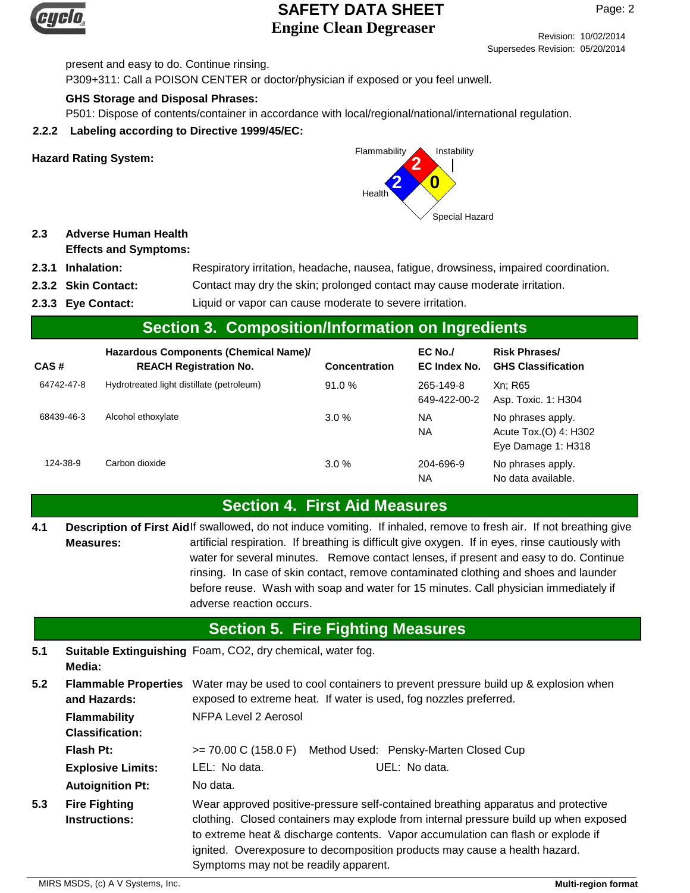present and easy to do. Continue rinsing.

P309+311: Call a POISON CENTER or doctor/physician if exposed or you feel unwell.

**GHS Storage and Disposal Phrases:**

P501: Dispose of contents/container in accordance with local/regional/national/international regulation.

**2.2.2 Labeling according to Directive 1999/45/EC:**

**Hazard Rating System:**

Flammability: 2
Instability: 0
Health: 2
Special Hazard:

**2.3 Adverse Human Health Effects and Symptoms:**

**2.3.1 Inhalation:** Respiratory irritation, headache, nausea, fatigue, drowsiness, impaired coordination.

**2.3.2 Skin Contact:** Contact may dry the skin; prolonged contact may cause moderate irritation.

**2.3.3 Eye Contact:** Liquid or vapor can cause moderate to severe irritation.

## Section 3. Composition/Information on Ingredients

| CAS # | Hazardous Components (Chemical Name)/ REACH Registration No. | Concentration | EC No./ EC Index No. | Risk Phrases/ GHS Classification |
|---|---|---|---|---|
| 64742-47-8 | Hydrotreated light distillate (petroleum) | 91.0 % | 265-149-8<br>649-422-00-2 | Xn; R65<br>Asp. Toxic. 1: H304 |
| 68439-46-3 | Alcohol ethoxylate | 3.0 % | NA<br>NA | No phrases apply.<br>Acute Tox.(O) 4: H302<br>Eye Damage 1: H318 |
| 124-38-9 | Carbon dioxide | 3.0 % | 204-696-9<br>NA | No phrases apply.<br>No data available. |

## Section 4. First Aid Measures

**4.1 Description of First Aid Measures:** If swallowed, do not induce vomiting. If inhaled, remove to fresh air. If not breathing give artificial respiration. If breathing is difficult give oxygen. If in eyes, rinse cautiously with water for several minutes. Remove contact lenses, if present and easy to do. Continue rinsing. In case of skin contact, remove contaminated clothing and shoes and launder before reuse. Wash with soap and water for 15 minutes. Call physician immediately if adverse reaction occurs.

## Section 5. Fire Fighting Measures

**5.1 Suitable Extinguishing Media:** Foam, CO2, dry chemical, water fog.

**5.2 Flammable Properties and Hazards:** Water may be used to cool containers to prevent pressure build up & explosion when exposed to extreme heat. If water is used, fog nozzles preferred.

**Flammability Classification:** NFPA Level 2 Aerosol

**Flash Pt:** >= 70.00 C (158.0 F) Method Used: Pensky-Marten Closed Cup

**Explosive Limits:** LEL: No data. UEL: No data.

**Autoignition Pt:** No data.

**5.3 Fire Fighting Instructions:** Wear approved positive-pressure self-contained breathing apparatus and protective clothing. Closed containers may explode from internal pressure build up when exposed to extreme heat & discharge contents. Vapor accumulation can flash or explode if ignited. Overexposure to decomposition products may cause a health hazard. Symptoms may not be readily apparent.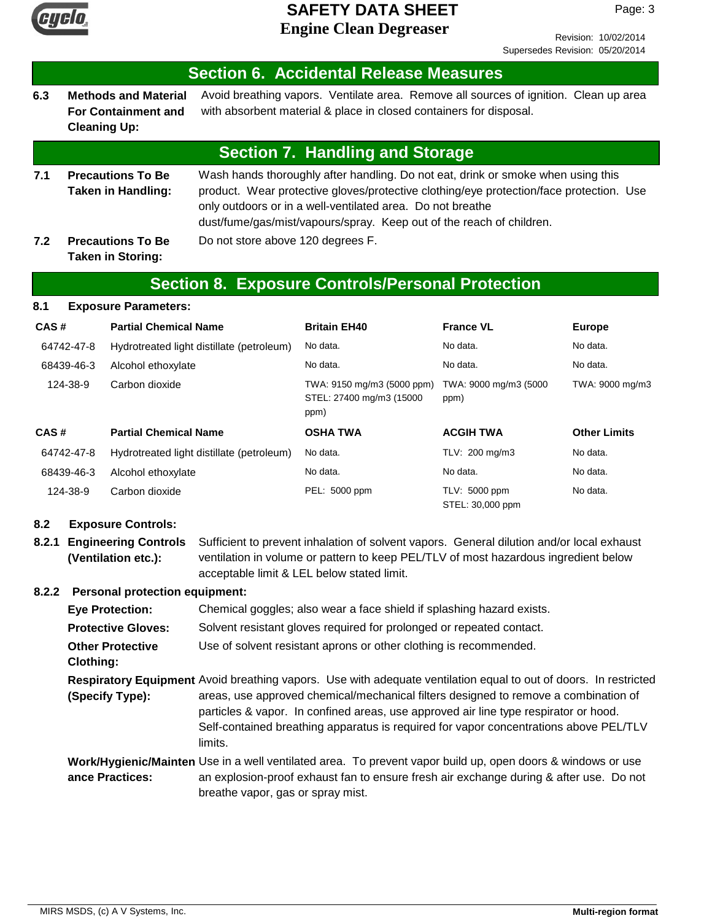## Section 6. Accidental Release Measures

**6.3 Methods and Material For Containment and Cleaning Up:** Avoid breathing vapors. Ventilate area. Remove all sources of ignition. Clean up area with absorbent material & place in closed containers for disposal.

## Section 7. Handling and Storage

**7.1 Precautions To Be Taken in Handling:** Wash hands thoroughly after handling. Do not eat, drink or smoke when using this product. Wear protective gloves/protective clothing/eye protection/face protection. Use only outdoors or in a well-ventilated area. Do not breathe dust/fume/gas/mist/vapours/spray. Keep out of the reach of children.

**7.2 Precautions To Be Taken in Storing:** Do not store above 120 degrees F.

## Section 8. Exposure Controls/Personal Protection

**8.1 Exposure Parameters:**

| CAS # | Partial Chemical Name | Britain EH40 | France VL | Europe |
|---|---|---|---|---|
| 64742-47-8 | Hydrotreated light distillate (petroleum) | No data. | No data. | No data. |
| 68439-46-3 | Alcohol ethoxylate | No data. | No data. | No data. |
| 124-38-9 | Carbon dioxide | TWA: 9150 mg/m3 (5000 ppm) STEL: 27400 mg/m3 (15000 ppm) | TWA: 9000 mg/m3 (5000 ppm) | TWA: 9000 mg/m3 |

| CAS # | Partial Chemical Name | OSHA TWA | ACGIH TWA | Other Limits |
|---|---|---|---|---|
| 64742-47-8 | Hydrotreated light distillate (petroleum) | No data. | TLV: 200 mg/m3 | No data. |
| 68439-46-3 | Alcohol ethoxylate | No data. | No data. | No data. |
| 124-38-9 | Carbon dioxide | PEL: 5000 ppm | TLV: 5000 ppm STEL: 30,000 ppm | No data. |

**8.2 Exposure Controls:**

**8.2.1 Engineering Controls (Ventilation etc.):** Sufficient to prevent inhalation of solvent vapors. General dilution and/or local exhaust ventilation in volume or pattern to keep PEL/TLV of most hazardous ingredient below acceptable limit & LEL below stated limit.

**8.2.2 Personal protection equipment:**

**Eye Protection:** Chemical goggles; also wear a face shield if splashing hazard exists.

**Protective Gloves:** Solvent resistant gloves required for prolonged or repeated contact.

**Other Protective Clothing:** Use of solvent resistant aprons or other clothing is recommended.

**Respiratory Equipment (Specify Type):** Avoid breathing vapors. Use with adequate ventilation equal to out of doors. In restricted areas, use approved chemical/mechanical filters designed to remove a combination of particles & vapor. In confined areas, use approved air line type respirator or hood. Self-contained breathing apparatus is required for vapor concentrations above PEL/TLV limits.

**Work/Hygienic/Maintenance Practices:** Use in a well ventilated area. To prevent vapor build up, open doors & windows or use an explosion-proof exhaust fan to ensure fresh air exchange during & after use. Do not breathe vapor, gas or spray mist.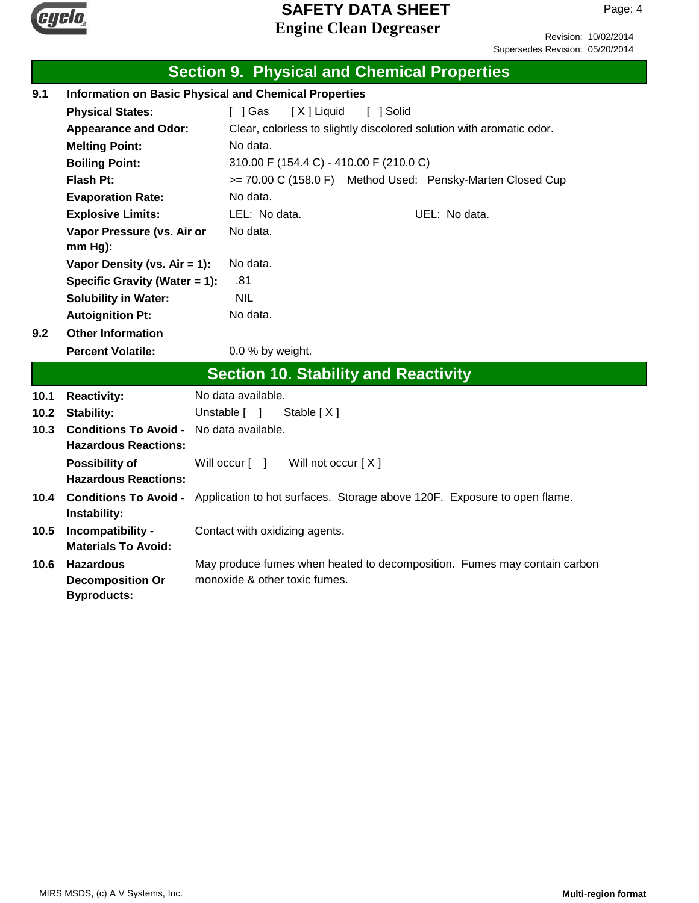## Section 9. Physical and Chemical Properties

**9.1 Information on Basic Physical and Chemical Properties**

| | |
|---|---|
| **Physical States:** | [ ] Gas [ X ] Liquid [ ] Solid |
| **Appearance and Odor:** | Clear, colorless to slightly discolored solution with aromatic odor. |
| **Melting Point:** | No data. |
| **Boiling Point:** | 310.00 F (154.4 C) - 410.00 F (210.0 C) |
| **Flash Pt:** | >= 70.00 C (158.0 F) Method Used: Pensky-Marten Closed Cup |
| **Evaporation Rate:** | No data. |
| **Explosive Limits:** | LEL: No data. UEL: No data. |
| **Vapor Pressure (vs. Air or mm Hg):** | No data. |
| **Vapor Density (vs. Air = 1):** | No data. |
| **Specific Gravity (Water = 1):** | .81 |
| **Solubility in Water:** | NIL |
| **Autoignition Pt:** | No data. |

**9.2 Other Information**

| | |
|---|---|
| **Percent Volatile:** | 0.0 % by weight. |

## Section 10. Stability and Reactivity

| | | |
|---|---|---|
| 10.1 | **Reactivity:** | No data available. |
| 10.2 | **Stability:** | Unstable [ ] Stable [ X ] |
| 10.3 | **Conditions To Avoid - Hazardous Reactions:** | No data available. |
| | **Possibility of Hazardous Reactions:** | Will occur [ ] Will not occur [ X ] |
| 10.4 | **Conditions To Avoid - Instability:** | Application to hot surfaces. Storage above 120F. Exposure to open flame. |
| 10.5 | **Incompatibility - Materials To Avoid:** | Contact with oxidizing agents. |
| 10.6 | **Hazardous Decomposition Or Byproducts:** | May produce fumes when heated to decomposition. Fumes may contain carbon monoxide & other toxic fumes. |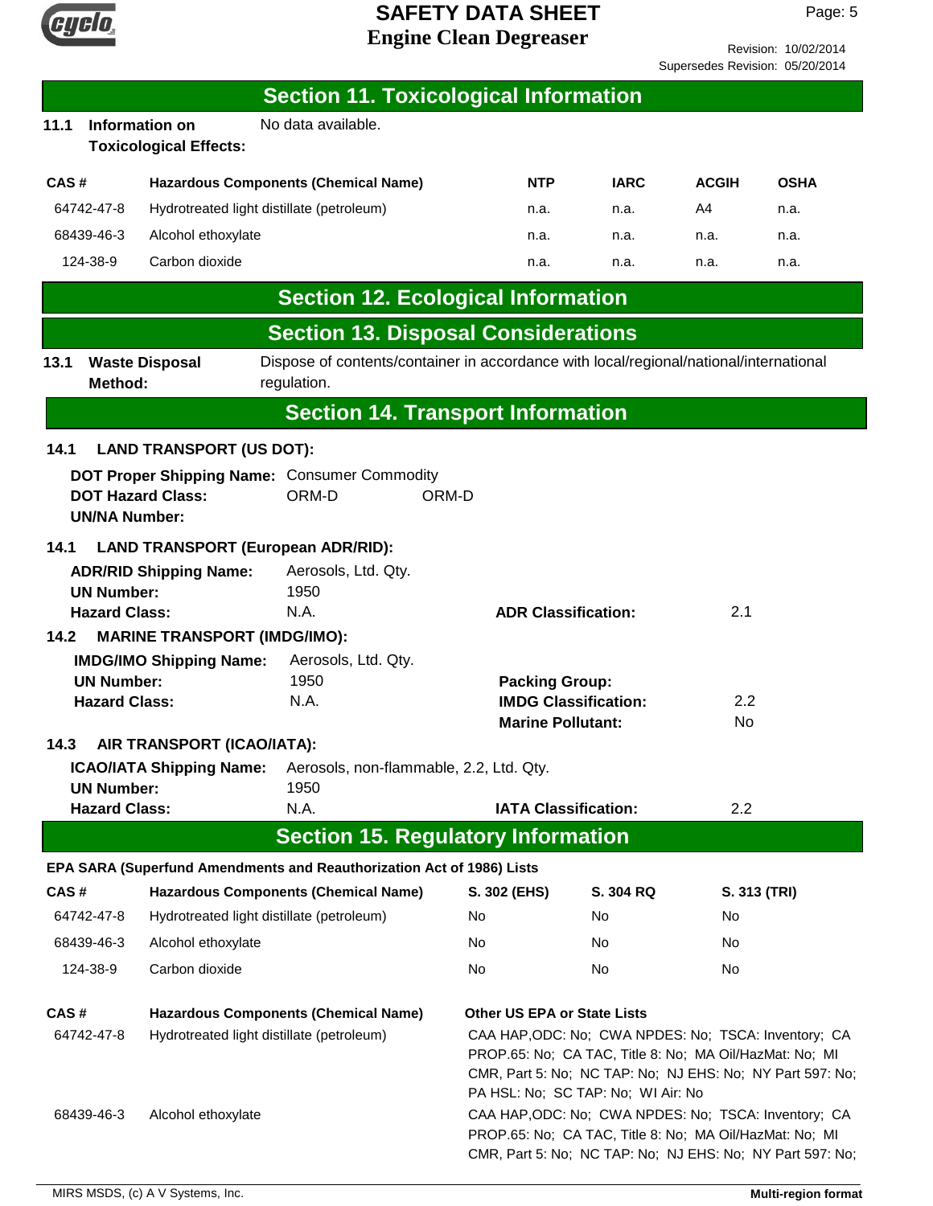## Section 11. Toxicological Information

**11.1 Information on Toxicological Effects:** No data available.

| CAS # | Hazardous Components (Chemical Name) | NTP | IARC | ACGIH | OSHA |
|---|---|---|---|---|---|
| 64742-47-8 | Hydrotreated light distillate (petroleum) | n.a. | n.a. | A4 | n.a. |
| 68439-46-3 | Alcohol ethoxylate | n.a. | n.a. | n.a. | n.a. |
| 124-38-9 | Carbon dioxide | n.a. | n.a. | n.a. | n.a. |

## Section 12. Ecological Information

## Section 13. Disposal Considerations

**13.1 Waste Disposal Method:** Dispose of contents/container in accordance with local/regional/national/international regulation.

## Section 14. Transport Information

**14.1 LAND TRANSPORT (US DOT):**

**DOT Proper Shipping Name:** Consumer Commodity
**DOT Hazard Class:** ORM-D ORM-D
**UN/NA Number:**

**14.1 LAND TRANSPORT (European ADR/RID):**

**ADR/RID Shipping Name:** Aerosols, Ltd. Qty.
**UN Number:** 1950
**Hazard Class:** N.A.
**ADR Classification:** 2.1

**14.2 MARINE TRANSPORT (IMDG/IMO):**

**IMDG/IMO Shipping Name:** Aerosols, Ltd. Qty.
**UN Number:** 1950
**Hazard Class:** N.A.
**Packing Group:**
**IMDG Classification:** 2.2
**Marine Pollutant:** No

**14.3 AIR TRANSPORT (ICAO/IATA):**

**ICAO/IATA Shipping Name:** Aerosols, non-flammable, 2.2, Ltd. Qty.
**UN Number:** 1950
**Hazard Class:** N.A.
**IATA Classification:** 2.2

## Section 15. Regulatory Information

**EPA SARA (Superfund Amendments and Reauthorization Act of 1986) Lists**

| CAS # | Hazardous Components (Chemical Name) | S. 302 (EHS) | S. 304 RQ | S. 313 (TRI) |
|---|---|---|---|---|
| 64742-47-8 | Hydrotreated light distillate (petroleum) | No | No | No |
| 68439-46-3 | Alcohol ethoxylate | No | No | No |
| 124-38-9 | Carbon dioxide | No | No | No |

| CAS # | Hazardous Components (Chemical Name) | Other US EPA or State Lists |
|---|---|---|
| 64742-47-8 | Hydrotreated light distillate (petroleum) | CAA HAP,ODC: No; CWA NPDES: No; TSCA: Inventory; CA PROP.65: No; CA TAC, Title 8: No; MA Oil/HazMat: No; MI CMR, Part 5: No; NC TAP: No; NJ EHS: No; NY Part 597: No; PA HSL: No; SC TAP: No; WI Air: No |
| 68439-46-3 | Alcohol ethoxylate | CAA HAP,ODC: No; CWA NPDES: No; TSCA: Inventory; CA PROP.65: No; CA TAC, Title 8: No; MA Oil/HazMat: No; MI CMR, Part 5: No; NC TAP: No; NJ EHS: No; NY Part 597: No; |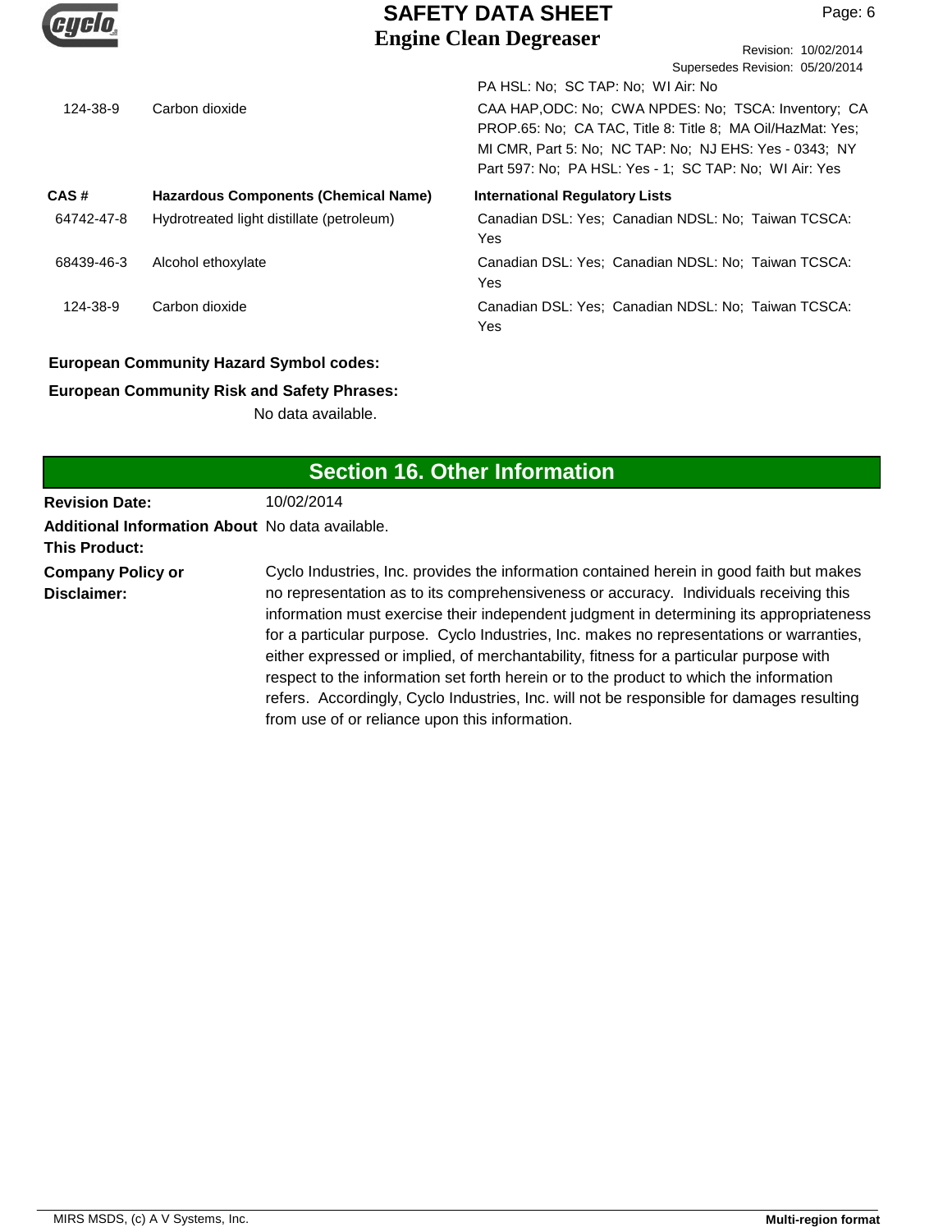| | | |
|---|---|---|
| | | PA HSL: No; SC TAP: No; WI Air: No |
| 124-38-9 | Carbon dioxide | CAA HAP,ODC: No; CWA NPDES: No; TSCA: Inventory; CA PROP.65: No; CA TAC, Title 8: Title 8; MA Oil/HazMat: Yes; MI CMR, Part 5: No; NC TAP: No; NJ EHS: Yes - 0343; NY Part 597: No; PA HSL: Yes - 1; SC TAP: No; WI Air: Yes |

| CAS # | Hazardous Components (Chemical Name) | International Regulatory Lists |
|---|---|---|
| 64742-47-8 | Hydrotreated light distillate (petroleum) | Canadian DSL: Yes; Canadian NDSL: No; Taiwan TCSCA: Yes |
| 68439-46-3 | Alcohol ethoxylate | Canadian DSL: Yes; Canadian NDSL: No; Taiwan TCSCA: Yes |
| 124-38-9 | Carbon dioxide | Canadian DSL: Yes; Canadian NDSL: No; Taiwan TCSCA: Yes |

**European Community Hazard Symbol codes:**

**European Community Risk and Safety Phrases:**

No data available.

## Section 16. Other Information

**Revision Date:** 10/02/2014

**Additional Information About This Product:** No data available.

**Company Policy or Disclaimer:** Cyclo Industries, Inc. provides the information contained herein in good faith but makes no representation as to its comprehensiveness or accuracy. Individuals receiving this information must exercise their independent judgment in determining its appropriateness for a particular purpose. Cyclo Industries, Inc. makes no representations or warranties, either expressed or implied, of merchantability, fitness for a particular purpose with respect to the information set forth herein or to the product to which the information refers. Accordingly, Cyclo Industries, Inc. will not be responsible for damages resulting from use of or reliance upon this information.